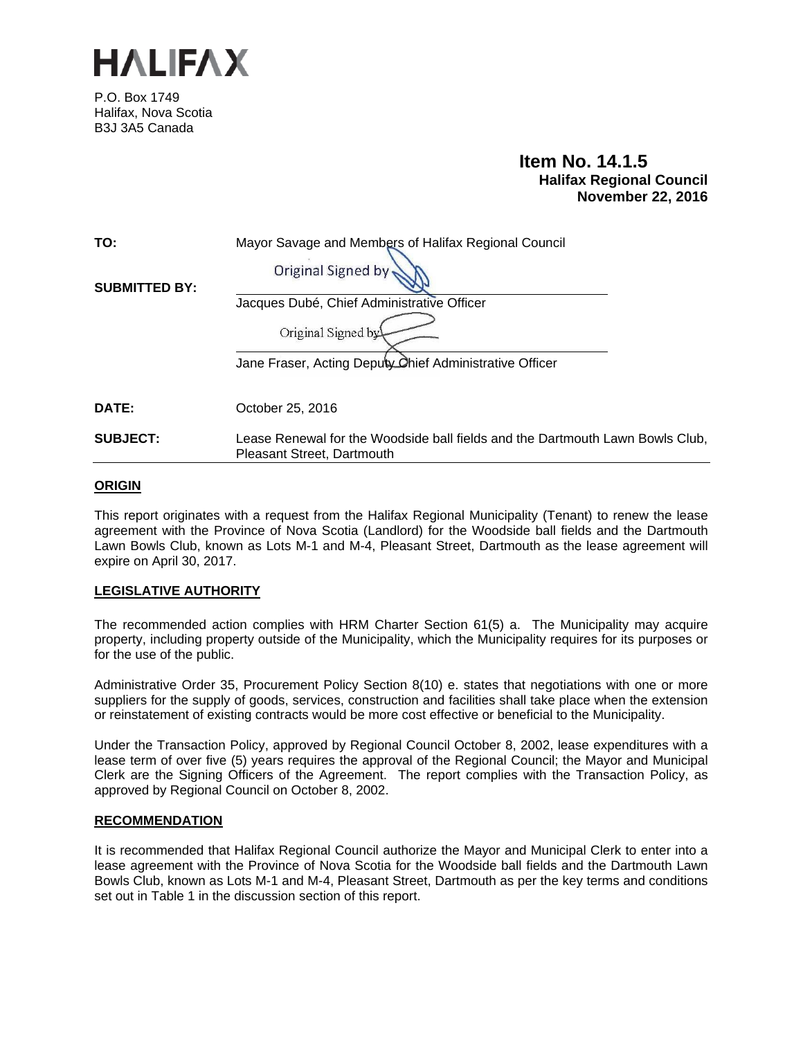HALIFAX

P.O. Box 1749
Halifax, Nova Scotia
B3J 3A5 Canada

**Item No. 14.1.5**
**Halifax Regional Council**
**November 22, 2016**

**TO:** Mayor Savage and Members of Halifax Regional Council

**SUBMITTED BY:**

Original Signed by

Jacques Dubé, Chief Administrative Officer

Original Signed by

Jane Fraser, Acting Deputy Chief Administrative Officer

**DATE:** October 25, 2016

**SUBJECT:** Lease Renewal for the Woodside ball fields and the Dartmouth Lawn Bowls Club, Pleasant Street, Dartmouth

## ORIGIN

This report originates with a request from the Halifax Regional Municipality (Tenant) to renew the lease agreement with the Province of Nova Scotia (Landlord) for the Woodside ball fields and the Dartmouth Lawn Bowls Club, known as Lots M-1 and M-4, Pleasant Street, Dartmouth as the lease agreement will expire on April 30, 2017.

## LEGISLATIVE AUTHORITY

The recommended action complies with HRM Charter Section 61(5) a. The Municipality may acquire property, including property outside of the Municipality, which the Municipality requires for its purposes or for the use of the public.

Administrative Order 35, Procurement Policy Section 8(10) e. states that negotiations with one or more suppliers for the supply of goods, services, construction and facilities shall take place when the extension or reinstatement of existing contracts would be more cost effective or beneficial to the Municipality.

Under the Transaction Policy, approved by Regional Council October 8, 2002, lease expenditures with a lease term of over five (5) years requires the approval of the Regional Council; the Mayor and Municipal Clerk are the Signing Officers of the Agreement. The report complies with the Transaction Policy, as approved by Regional Council on October 8, 2002.

## RECOMMENDATION

It is recommended that Halifax Regional Council authorize the Mayor and Municipal Clerk to enter into a lease agreement with the Province of Nova Scotia for the Woodside ball fields and the Dartmouth Lawn Bowls Club, known as Lots M-1 and M-4, Pleasant Street, Dartmouth as per the key terms and conditions set out in Table 1 in the discussion section of this report.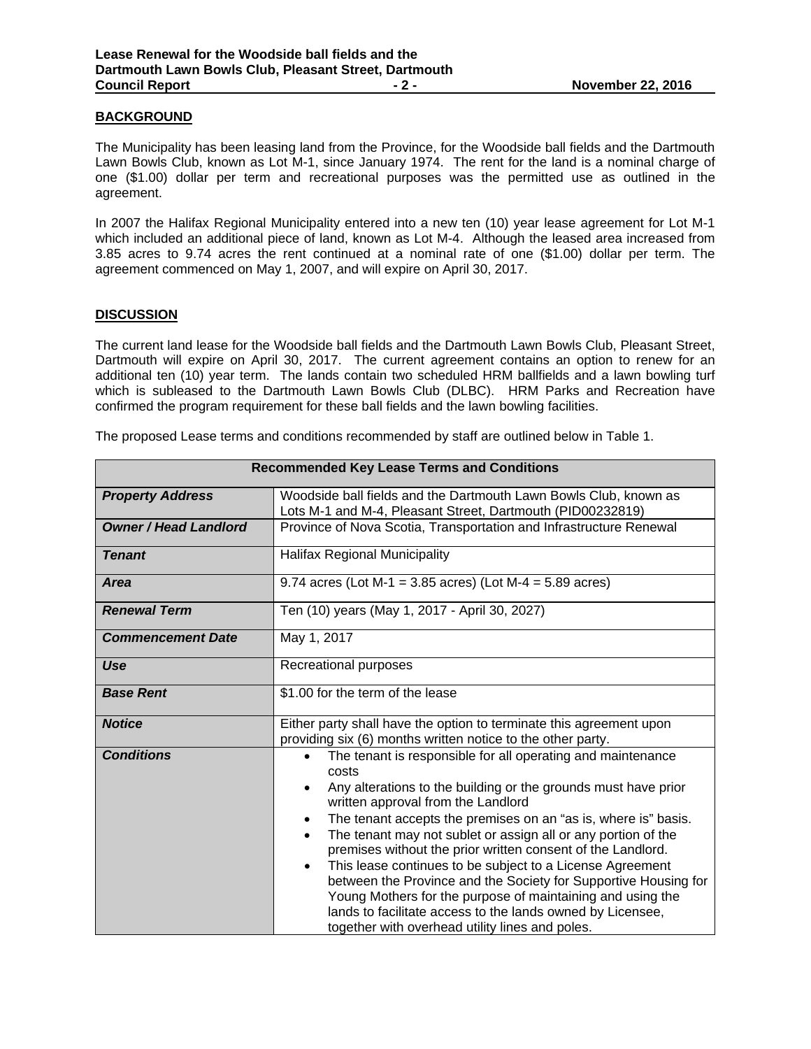## BACKGROUND

The Municipality has been leasing land from the Province, for the Woodside ball fields and the Dartmouth Lawn Bowls Club, known as Lot M-1, since January 1974. The rent for the land is a nominal charge of one ($1.00) dollar per term and recreational purposes was the permitted use as outlined in the agreement.

In 2007 the Halifax Regional Municipality entered into a new ten (10) year lease agreement for Lot M-1 which included an additional piece of land, known as Lot M-4. Although the leased area increased from 3.85 acres to 9.74 acres the rent continued at a nominal rate of one ($1.00) dollar per term. The agreement commenced on May 1, 2007, and will expire on April 30, 2017.

## DISCUSSION

The current land lease for the Woodside ball fields and the Dartmouth Lawn Bowls Club, Pleasant Street, Dartmouth will expire on April 30, 2017. The current agreement contains an option to renew for an additional ten (10) year term. The lands contain two scheduled HRM ballfields and a lawn bowling turf which is subleased to the Dartmouth Lawn Bowls Club (DLBC). HRM Parks and Recreation have confirmed the program requirement for these ball fields and the lawn bowling facilities.

The proposed Lease terms and conditions recommended by staff are outlined below in Table 1.

| **Recommended Key Lease Terms and Conditions** | |
|---|---|
| ***Property Address*** | Woodside ball fields and the Dartmouth Lawn Bowls Club, known as Lots M-1 and M-4, Pleasant Street, Dartmouth (PID00232819) |
| ***Owner / Head Landlord*** | Province of Nova Scotia, Transportation and Infrastructure Renewal |
| ***Tenant*** | Halifax Regional Municipality |
| ***Area*** | 9.74 acres (Lot M-1 = 3.85 acres) (Lot M-4 = 5.89 acres) |
| ***Renewal Term*** | Ten (10) years (May 1, 2017 - April 30, 2027) |
| ***Commencement Date*** | May 1, 2017 |
| ***Use*** | Recreational purposes |
| ***Base Rent*** | $1.00 for the term of the lease |
| ***Notice*** | Either party shall have the option to terminate this agreement upon providing six (6) months written notice to the other party. |
| ***Conditions*** | • The tenant is responsible for all operating and maintenance costs<br>• Any alterations to the building or the grounds must have prior written approval from the Landlord<br>• The tenant accepts the premises on an "as is, where is" basis.<br>• The tenant may not sublet or assign all or any portion of the premises without the prior written consent of the Landlord.<br>• This lease continues to be subject to a License Agreement between the Province and the Society for Supportive Housing for Young Mothers for the purpose of maintaining and using the lands to facilitate access to the lands owned by Licensee, together with overhead utility lines and poles. |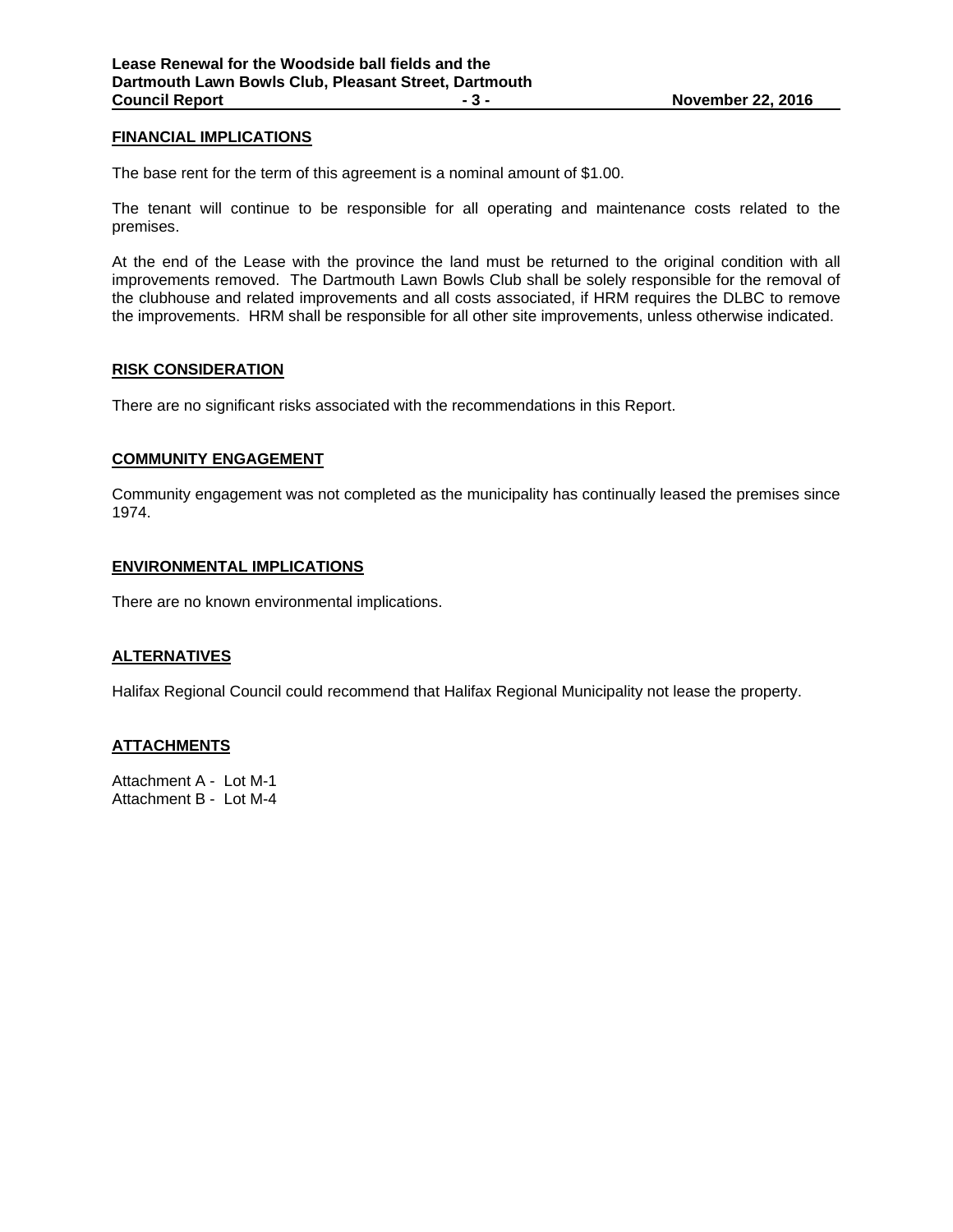## FINANCIAL IMPLICATIONS

The base rent for the term of this agreement is a nominal amount of $1.00.

The tenant will continue to be responsible for all operating and maintenance costs related to the premises.

At the end of the Lease with the province the land must be returned to the original condition with all improvements removed. The Dartmouth Lawn Bowls Club shall be solely responsible for the removal of the clubhouse and related improvements and all costs associated, if HRM requires the DLBC to remove the improvements. HRM shall be responsible for all other site improvements, unless otherwise indicated.

## RISK CONSIDERATION

There are no significant risks associated with the recommendations in this Report.

## COMMUNITY ENGAGEMENT

Community engagement was not completed as the municipality has continually leased the premises since 1974.

## ENVIRONMENTAL IMPLICATIONS

There are no known environmental implications.

## ALTERNATIVES

Halifax Regional Council could recommend that Halifax Regional Municipality not lease the property.

## ATTACHMENTS

Attachment A - Lot M-1
Attachment B - Lot M-4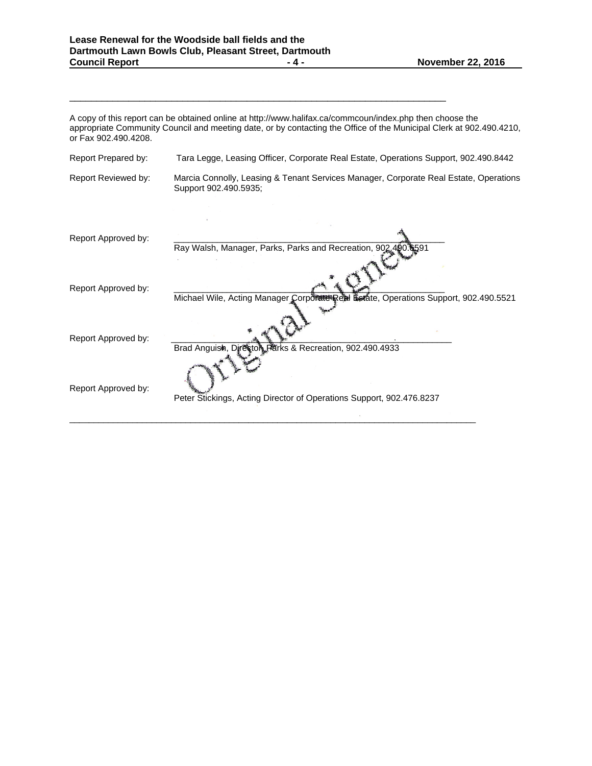A copy of this report can be obtained online at http://www.halifax.ca/commcoun/index.php then choose the appropriate Community Council and meeting date, or by contacting the Office of the Municipal Clerk at 902.490.4210, or Fax 902.490.4208.

Report Prepared by: Tara Legge, Leasing Officer, Corporate Real Estate, Operations Support, 902.490.8442

Report Reviewed by: Marcia Connolly, Leasing & Tenant Services Manager, Corporate Real Estate, Operations Support 902.490.5935;

Report Approved by: Ray Walsh, Manager, Parks, Parks and Recreation, 902.490.6591

Report Approved by: Michael Wile, Acting Manager Corporate Real Estate, Operations Support, 902.490.5521

Report Approved by: Brad Anguish, Director, Parks & Recreation, 902.490.4933

Report Approved by: Peter Stickings, Acting Director of Operations Support, 902.476.8237

Original Signed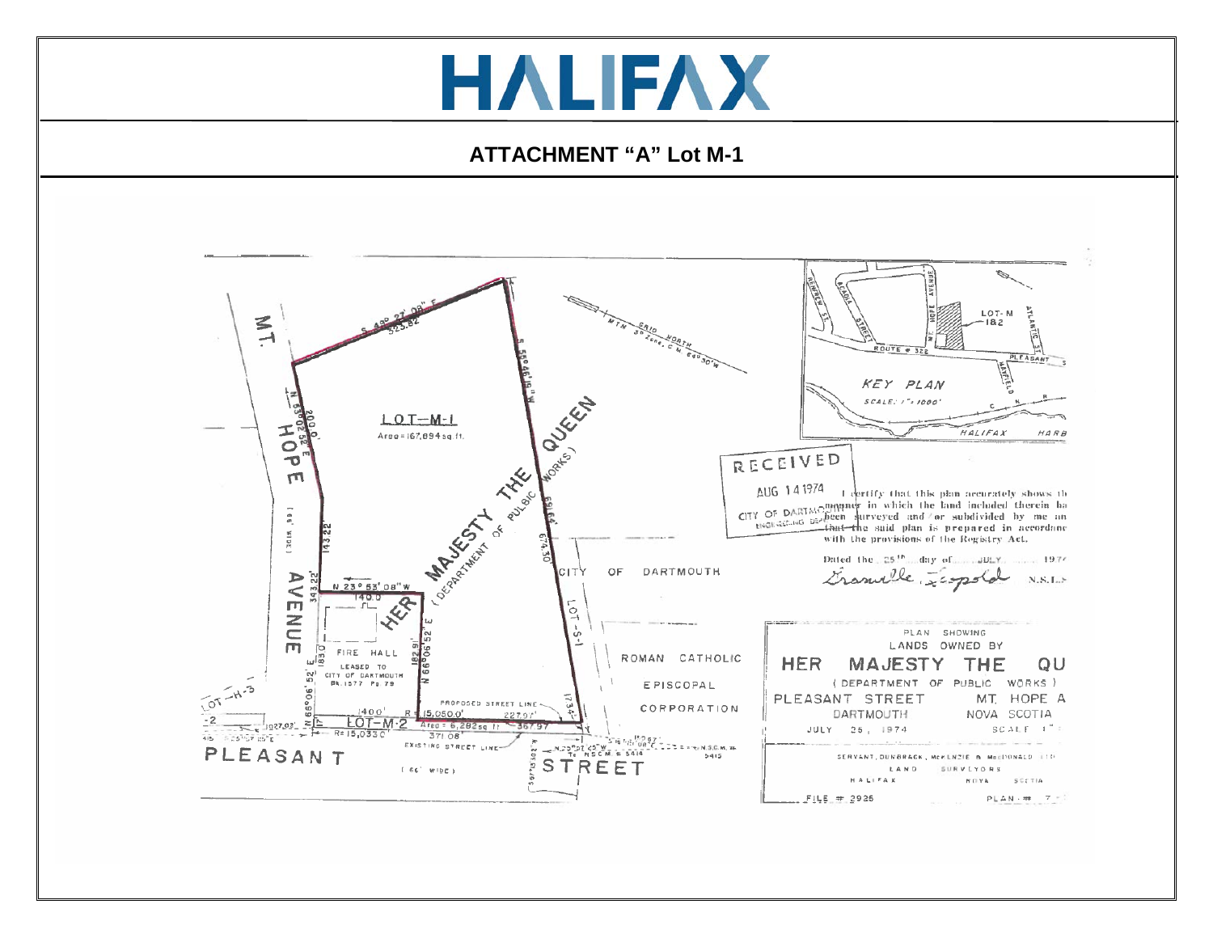# HALIFAX

## ATTACHMENT "A" Lot M-1

LOT-M-1
Area = 167,894 sq. ft.

HER MAJESTY THE QUEEN (DEPARTMENT OF PUBLIC WORKS)

MT. HOPE AVENUE (66' WIDE)

PLEASANT STREET (66' WIDE)

CITY OF DARTMOUTH

LOT S-1

ROMAN CATHOLIC EPISCOPAL CORPORATION

FIRE HALL LEASED TO CITY OF DARTMOUTH Bk. 1577 Pg. 79

LOT-M-2 Area = 6,282 sq. ft.

PROPOSED STREET LINE

EXISTING STREET LINE

S 49° 27' 08" E 523.82

N 63° 02' 52" E 200.0'

N 23° 53' 08" W 140.0

N 66° 06' 52" E 182.91

N 66° 06' 52" E 183.0

143.22

343.22

674.30

R = 15,050.0' 227.97'

R = 15,033.0' 371.08'

MTM GRID NORTH 3° Zone, C.M. 64° 30' W

KEY PLAN
SCALE: 1" = 1000'

LOT-M 1&2

RECEIVED
AUG 14 1974
CITY OF DARTMOUTH ENGINEERING DEPT.

I certify that this plan accurately shows the manner in which the land included therein has been surveyed and / or subdivided by me and that the said plan is prepared in accordance with the provisions of the Registry Act.

Dated the 25th day of JULY 1974

Granville Leopold N.S.L.S.

PLAN SHOWING LANDS OWNED BY
HER MAJESTY THE QUEEN
(DEPARTMENT OF PUBLIC WORKS)
PLEASANT STREET MT. HOPE AVENUE
DARTMOUTH NOVA SCOTIA
JULY 25, 1974

SERVANT, DUNBRACK, McKENZIE & MacDONALD LTD.
LAND SURVEYORS
HALIFAX NOVA SCOTIA

FILE # 2925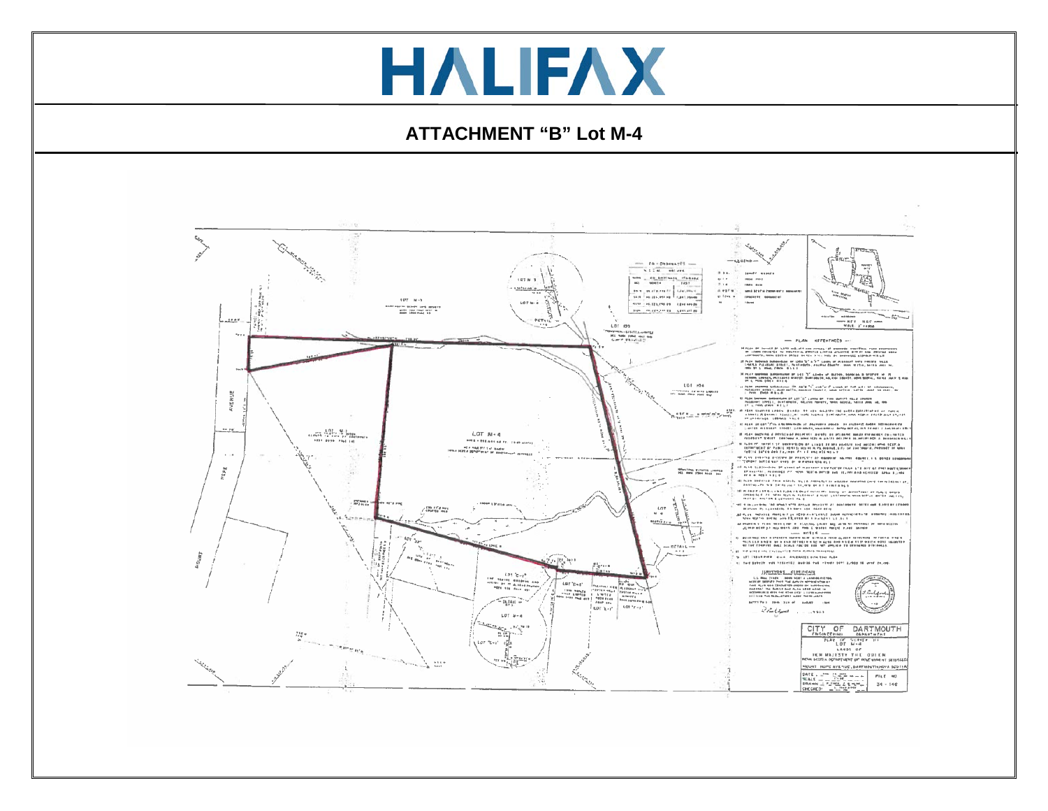# HALIFAX

## ATTACHMENT "B" Lot M-4